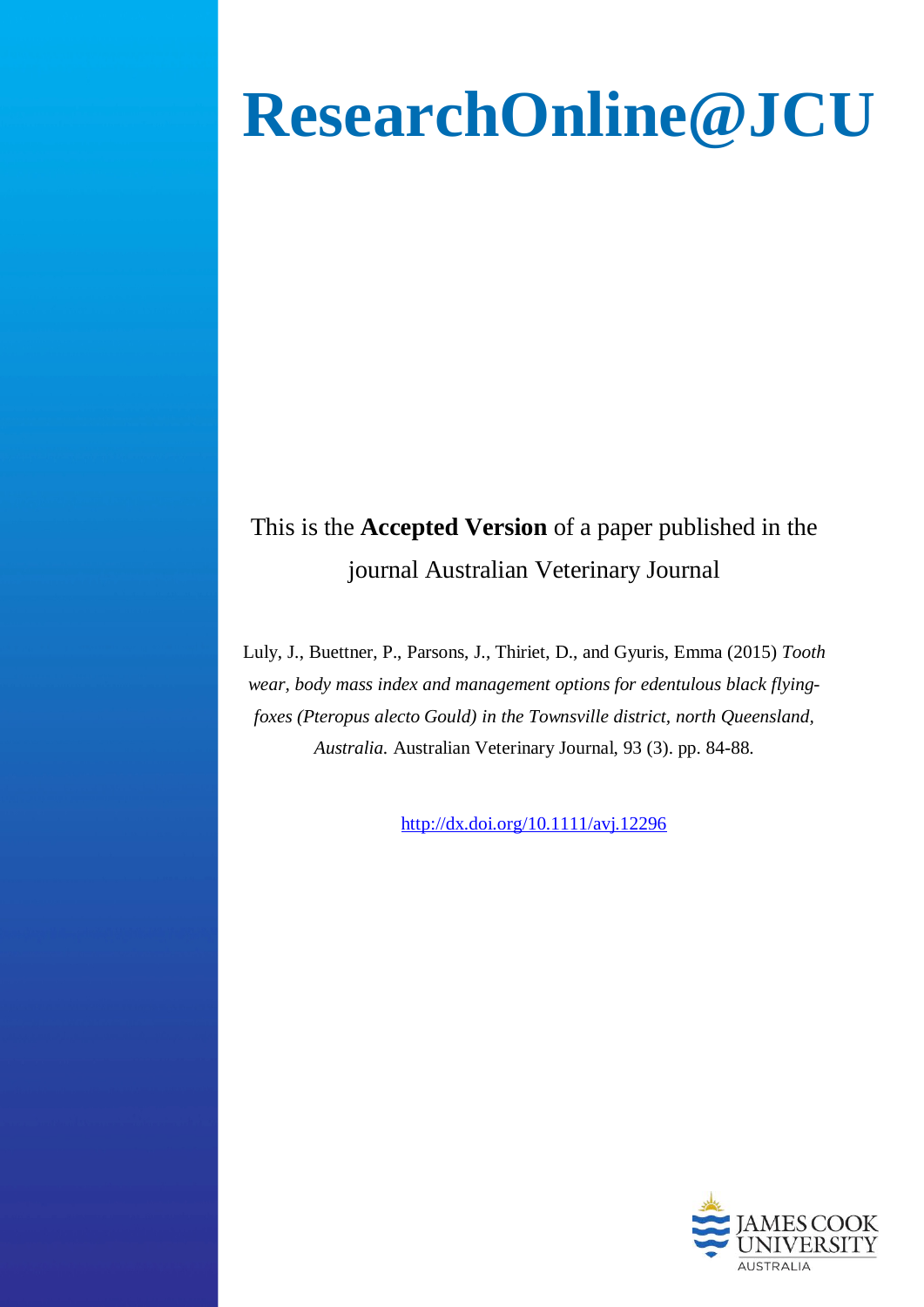# ResearchOnline@JCU

This is the **Accepted Version** of a paper published in the journal Australian Veterinary Journal

Luly, J., Buettner, P., Parsons, J., Thiriet, D., and Gyuris, Emma (2015) *Tooth wear, body mass index and management options for edentulous black flying-foxes (Pteropus alecto Gould) in the Townsville district, north Queensland, Australia.* Australian Veterinary Journal, 93 (3). pp. 84-88.

http://dx.doi.org/10.1111/avj.12296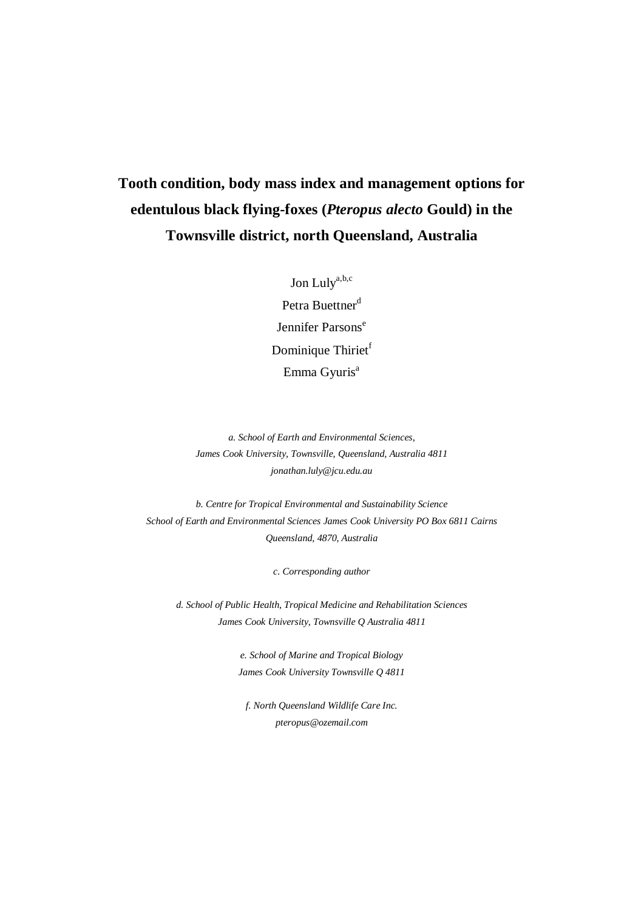# Tooth condition, body mass index and management options for edentulous black flying-foxes (*Pteropus alecto* Gould) in the Townsville district, north Queensland, Australia

Jon Luly[a,b,c]

Petra Buettner[d]

Jennifer Parsons[e]

Dominique Thiriet[f]

Emma Gyuris[a]

*a. School of Earth and Environmental Sciences,*
*James Cook University, Townsville, Queensland, Australia 4811*
*jonathan.luly@jcu.edu.au*

*b. Centre for Tropical Environmental and Sustainability Science*
*School of Earth and Environmental Sciences James Cook University PO Box 6811 Cairns Queensland, 4870, Australia*

*c. Corresponding author*

*d. School of Public Health, Tropical Medicine and Rehabilitation Sciences*
*James Cook University, Townsville Q Australia 4811*

*e. School of Marine and Tropical Biology*
*James Cook University Townsville Q 4811*

*f. North Queensland Wildlife Care Inc.*
*pteropus@ozemail.com*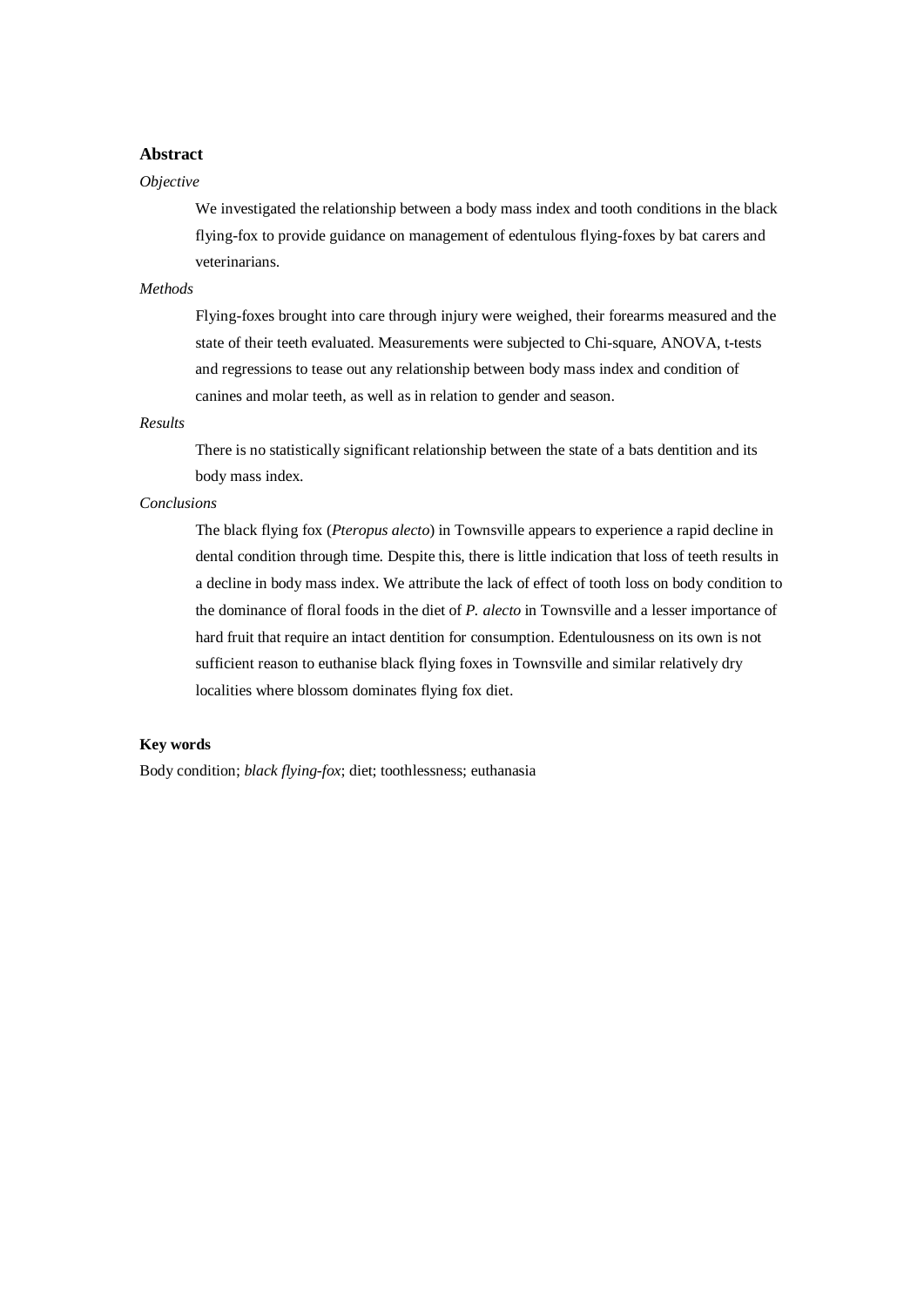## Abstract

*Objective*

We investigated the relationship between a body mass index and tooth conditions in the black flying-fox to provide guidance on management of edentulous flying-foxes by bat carers and veterinarians.

*Methods*

Flying-foxes brought into care through injury were weighed, their forearms measured and the state of their teeth evaluated. Measurements were subjected to Chi-square, ANOVA, t-tests and regressions to tease out any relationship between body mass index and condition of canines and molar teeth, as well as in relation to gender and season.

*Results*

There is no statistically significant relationship between the state of a bats dentition and its body mass index.

*Conclusions*

The black flying fox (*Pteropus alecto*) in Townsville appears to experience a rapid decline in dental condition through time. Despite this, there is little indication that loss of teeth results in a decline in body mass index. We attribute the lack of effect of tooth loss on body condition to the dominance of floral foods in the diet of *P. alecto* in Townsville and a lesser importance of hard fruit that require an intact dentition for consumption. Edentulousness on its own is not sufficient reason to euthanise black flying foxes in Townsville and similar relatively dry localities where blossom dominates flying fox diet.

**Key words**

Body condition; *black flying-fox*; diet; toothlessness; euthanasia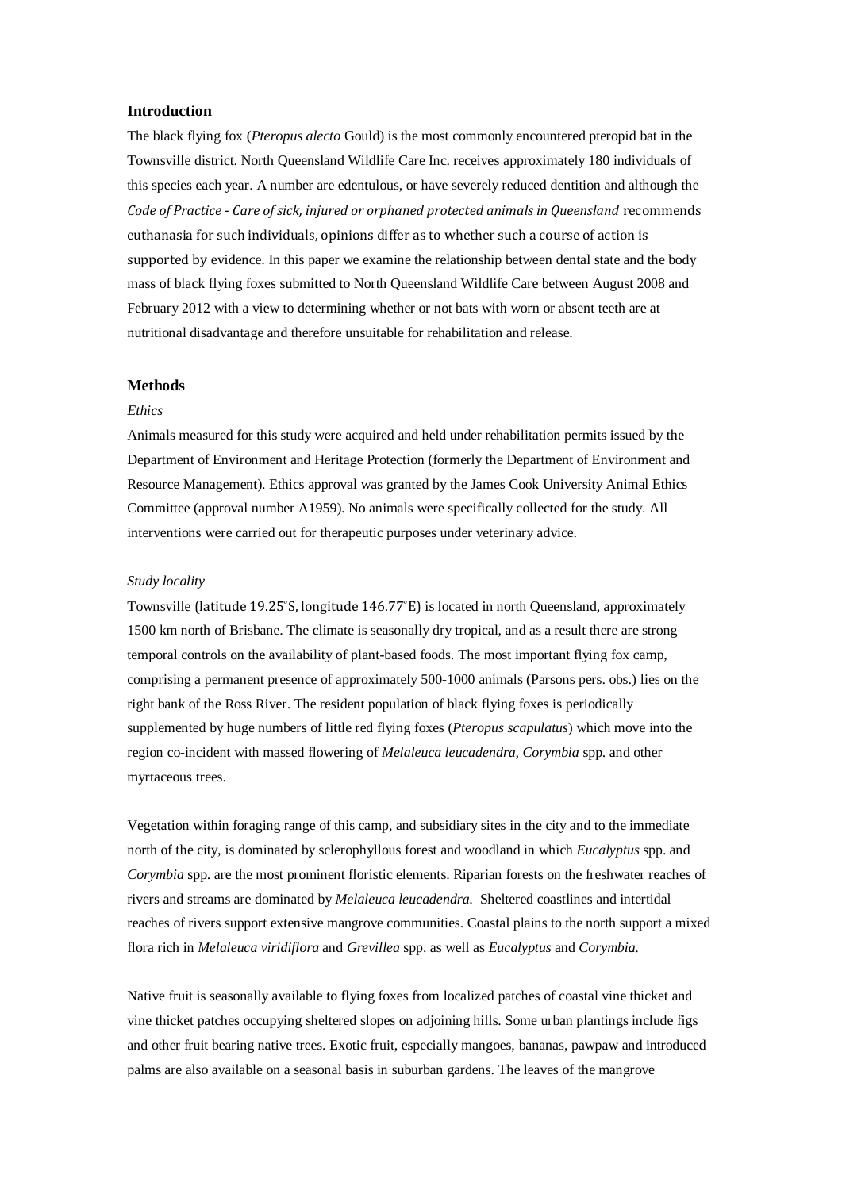## Introduction

The black flying fox (*Pteropus alecto* Gould) is the most commonly encountered pteropid bat in the Townsville district. North Queensland Wildlife Care Inc. receives approximately 180 individuals of this species each year. A number are edentulous, or have severely reduced dentition and although the *Code of Practice - Care of sick, injured or orphaned protected animals in Queensland* recommends euthanasia for such individuals, opinions differ as to whether such a course of action is supported by evidence. In this paper we examine the relationship between dental state and the body mass of black flying foxes submitted to North Queensland Wildlife Care between August 2008 and February 2012 with a view to determining whether or not bats with worn or absent teeth are at nutritional disadvantage and therefore unsuitable for rehabilitation and release.

## Methods

### *Ethics*

Animals measured for this study were acquired and held under rehabilitation permits issued by the Department of Environment and Heritage Protection (formerly the Department of Environment and Resource Management). Ethics approval was granted by the James Cook University Animal Ethics Committee (approval number A1959). No animals were specifically collected for the study. All interventions were carried out for therapeutic purposes under veterinary advice.

### *Study locality*

Townsville (latitude 19.25˚S, longitude 146.77˚E) is located in north Queensland, approximately 1500 km north of Brisbane. The climate is seasonally dry tropical, and as a result there are strong temporal controls on the availability of plant-based foods. The most important flying fox camp, comprising a permanent presence of approximately 500-1000 animals (Parsons pers. obs.) lies on the right bank of the Ross River. The resident population of black flying foxes is periodically supplemented by huge numbers of little red flying foxes (*Pteropus scapulatus*) which move into the region co-incident with massed flowering of *Melaleuca leucadendra, Corymbia* spp. and other myrtaceous trees.

Vegetation within foraging range of this camp, and subsidiary sites in the city and to the immediate north of the city, is dominated by sclerophyllous forest and woodland in which *Eucalyptus* spp. and *Corymbia* spp. are the most prominent floristic elements. Riparian forests on the freshwater reaches of rivers and streams are dominated by *Melaleuca leucadendra.* Sheltered coastlines and intertidal reaches of rivers support extensive mangrove communities. Coastal plains to the north support a mixed flora rich in *Melaleuca viridiflora* and *Grevillea* spp. as well as *Eucalyptus* and *Corymbia.*

Native fruit is seasonally available to flying foxes from localized patches of coastal vine thicket and vine thicket patches occupying sheltered slopes on adjoining hills. Some urban plantings include figs and other fruit bearing native trees. Exotic fruit, especially mangoes, bananas, pawpaw and introduced palms are also available on a seasonal basis in suburban gardens. The leaves of the mangrove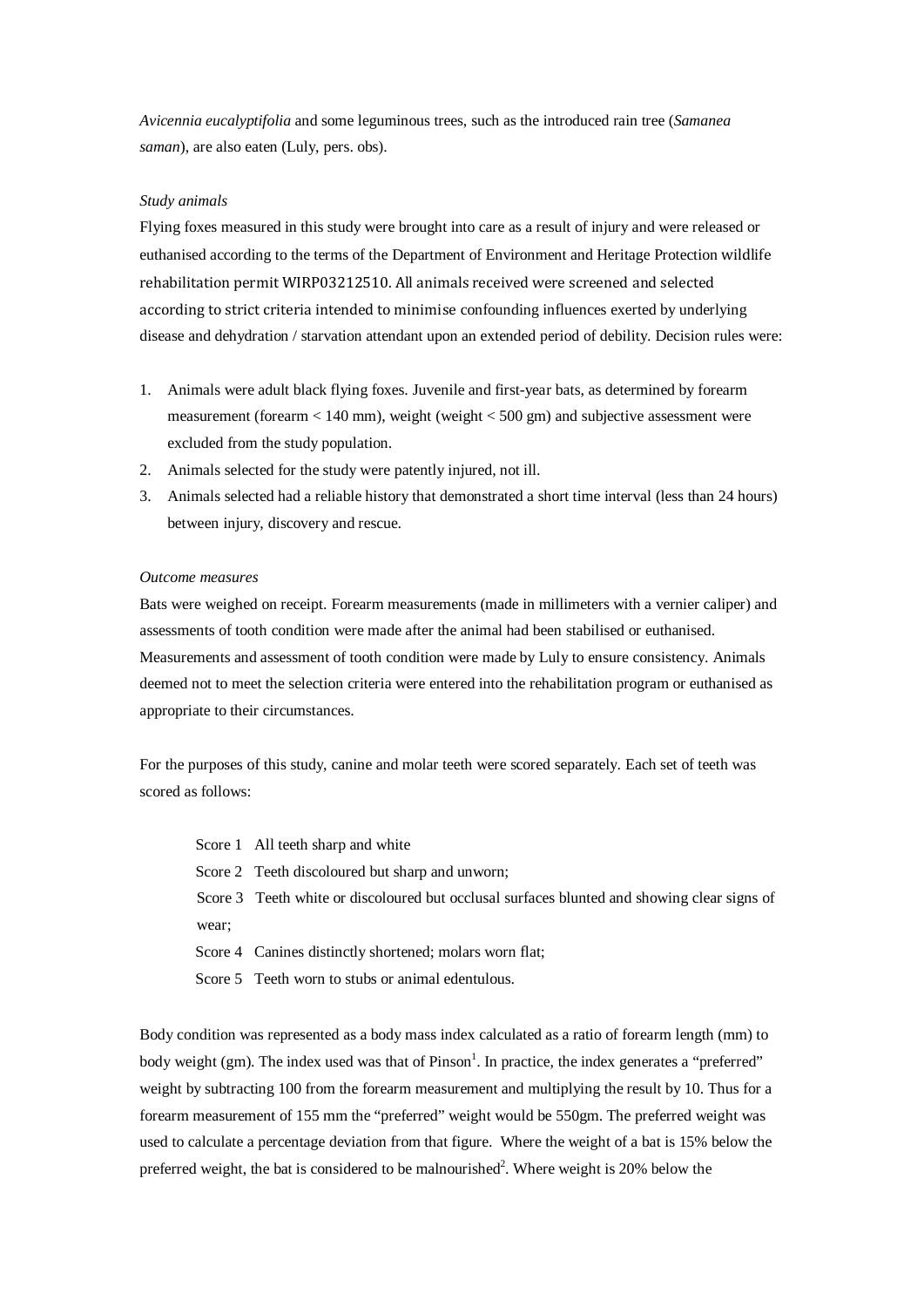*Avicennia eucalyptifolia* and some leguminous trees, such as the introduced rain tree (*Samanea saman*), are also eaten (Luly, pers. obs).

*Study animals*

Flying foxes measured in this study were brought into care as a result of injury and were released or euthanised according to the terms of the Department of Environment and Heritage Protection wildlife rehabilitation permit WIRP03212510. All animals received were screened and selected according to strict criteria intended to minimise confounding influences exerted by underlying disease and dehydration / starvation attendant upon an extended period of debility. Decision rules were:

1. Animals were adult black flying foxes. Juvenile and first-year bats, as determined by forearm measurement (forearm < 140 mm), weight (weight < 500 gm) and subjective assessment were excluded from the study population.
2. Animals selected for the study were patently injured, not ill.
3. Animals selected had a reliable history that demonstrated a short time interval (less than 24 hours) between injury, discovery and rescue.

*Outcome measures*

Bats were weighed on receipt. Forearm measurements (made in millimeters with a vernier caliper) and assessments of tooth condition were made after the animal had been stabilised or euthanised. Measurements and assessment of tooth condition were made by Luly to ensure consistency. Animals deemed not to meet the selection criteria were entered into the rehabilitation program or euthanised as appropriate to their circumstances.

For the purposes of this study, canine and molar teeth were scored separately. Each set of teeth was scored as follows:

- Score 1 All teeth sharp and white
- Score 2 Teeth discoloured but sharp and unworn;
- Score 3 Teeth white or discoloured but occlusal surfaces blunted and showing clear signs of wear;
- Score 4 Canines distinctly shortened; molars worn flat;
- Score 5 Teeth worn to stubs or animal edentulous.

Body condition was represented as a body mass index calculated as a ratio of forearm length (mm) to body weight (gm). The index used was that of Pinson[1]. In practice, the index generates a "preferred" weight by subtracting 100 from the forearm measurement and multiplying the result by 10. Thus for a forearm measurement of 155 mm the "preferred" weight would be 550gm. The preferred weight was used to calculate a percentage deviation from that figure. Where the weight of a bat is 15% below the preferred weight, the bat is considered to be malnourished[2]. Where weight is 20% below the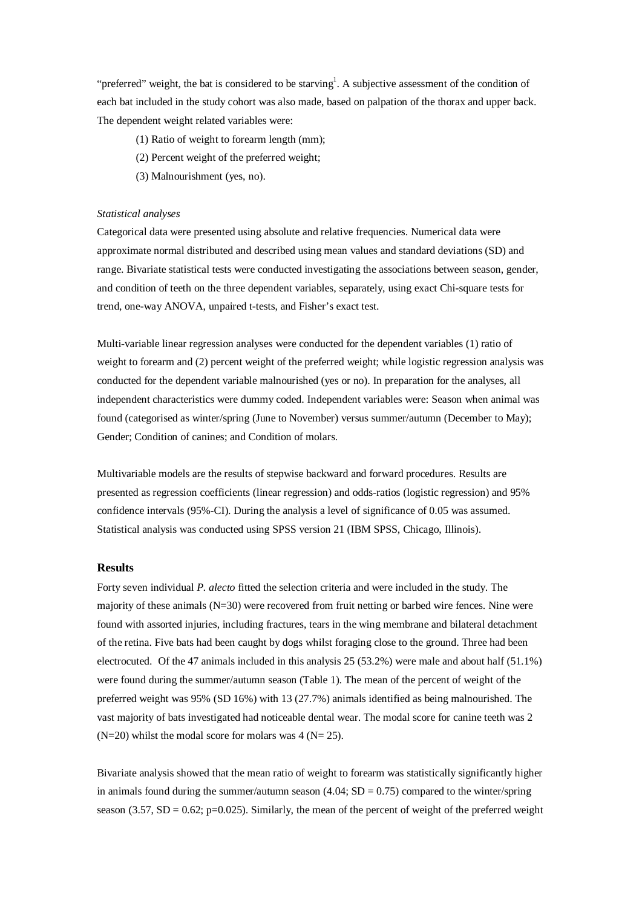"preferred" weight, the bat is considered to be starving[1]. A subjective assessment of the condition of each bat included in the study cohort was also made, based on palpation of the thorax and upper back. The dependent weight related variables were:

(1) Ratio of weight to forearm length (mm);

(2) Percent weight of the preferred weight;

(3) Malnourishment (yes, no).

*Statistical analyses*

Categorical data were presented using absolute and relative frequencies. Numerical data were approximate normal distributed and described using mean values and standard deviations (SD) and range. Bivariate statistical tests were conducted investigating the associations between season, gender, and condition of teeth on the three dependent variables, separately, using exact Chi-square tests for trend, one-way ANOVA, unpaired t-tests, and Fisher's exact test.

Multi-variable linear regression analyses were conducted for the dependent variables (1) ratio of weight to forearm and (2) percent weight of the preferred weight; while logistic regression analysis was conducted for the dependent variable malnourished (yes or no). In preparation for the analyses, all independent characteristics were dummy coded. Independent variables were: Season when animal was found (categorised as winter/spring (June to November) versus summer/autumn (December to May); Gender; Condition of canines; and Condition of molars.

Multivariable models are the results of stepwise backward and forward procedures. Results are presented as regression coefficients (linear regression) and odds-ratios (logistic regression) and 95% confidence intervals (95%-CI). During the analysis a level of significance of 0.05 was assumed. Statistical analysis was conducted using SPSS version 21 (IBM SPSS, Chicago, Illinois).

## Results

Forty seven individual *P. alecto* fitted the selection criteria and were included in the study. The majority of these animals (N=30) were recovered from fruit netting or barbed wire fences. Nine were found with assorted injuries, including fractures, tears in the wing membrane and bilateral detachment of the retina. Five bats had been caught by dogs whilst foraging close to the ground. Three had been electrocuted. Of the 47 animals included in this analysis 25 (53.2%) were male and about half (51.1%) were found during the summer/autumn season (Table 1). The mean of the percent of weight of the preferred weight was 95% (SD 16%) with 13 (27.7%) animals identified as being malnourished. The vast majority of bats investigated had noticeable dental wear. The modal score for canine teeth was 2 (N=20) whilst the modal score for molars was 4 (N= 25).

Bivariate analysis showed that the mean ratio of weight to forearm was statistically significantly higher in animals found during the summer/autumn season (4.04; SD = 0.75) compared to the winter/spring season (3.57, SD = 0.62; p=0.025). Similarly, the mean of the percent of weight of the preferred weight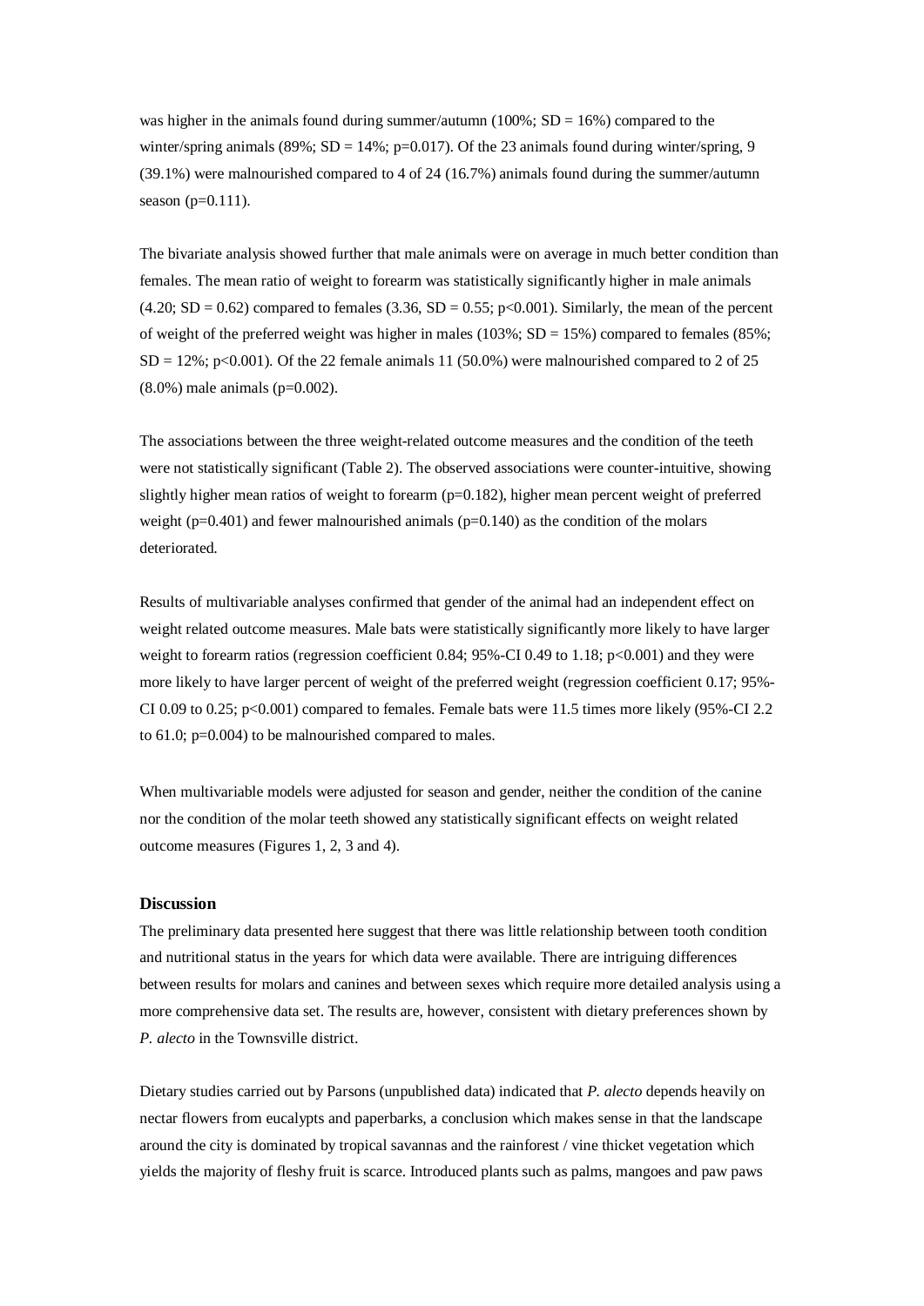was higher in the animals found during summer/autumn (100%; SD = 16%) compared to the winter/spring animals (89%; SD = 14%; $p=0.017$). Of the 23 animals found during winter/spring, 9 (39.1%) were malnourished compared to 4 of 24 (16.7%) animals found during the summer/autumn season ($p=0.111$).

The bivariate analysis showed further that male animals were on average in much better condition than females. The mean ratio of weight to forearm was statistically significantly higher in male animals (4.20; SD = 0.62) compared to females (3.36, SD = 0.55; $p<0.001$). Similarly, the mean of the percent of weight of the preferred weight was higher in males (103%; SD = 15%) compared to females (85%; SD = 12%; $p<0.001$). Of the 22 female animals 11 (50.0%) were malnourished compared to 2 of 25 (8.0%) male animals ($p=0.002$).

The associations between the three weight-related outcome measures and the condition of the teeth were not statistically significant (Table 2). The observed associations were counter-intuitive, showing slightly higher mean ratios of weight to forearm ($p=0.182$), higher mean percent weight of preferred weight ($p=0.401$) and fewer malnourished animals ($p=0.140$) as the condition of the molars deteriorated.

Results of multivariable analyses confirmed that gender of the animal had an independent effect on weight related outcome measures. Male bats were statistically significantly more likely to have larger weight to forearm ratios (regression coefficient 0.84; 95%-CI 0.49 to 1.18; $p<0.001$) and they were more likely to have larger percent of weight of the preferred weight (regression coefficient 0.17; 95%-CI 0.09 to 0.25; $p<0.001$) compared to females. Female bats were 11.5 times more likely (95%-CI 2.2 to 61.0; $p=0.004$) to be malnourished compared to males.

When multivariable models were adjusted for season and gender, neither the condition of the canine nor the condition of the molar teeth showed any statistically significant effects on weight related outcome measures (Figures 1, 2, 3 and 4).

### Discussion

The preliminary data presented here suggest that there was little relationship between tooth condition and nutritional status in the years for which data were available. There are intriguing differences between results for molars and canines and between sexes which require more detailed analysis using a more comprehensive data set. The results are, however, consistent with dietary preferences shown by *P. alecto* in the Townsville district.

Dietary studies carried out by Parsons (unpublished data) indicated that *P. alecto* depends heavily on nectar flowers from eucalypts and paperbarks, a conclusion which makes sense in that the landscape around the city is dominated by tropical savannas and the rainforest / vine thicket vegetation which yields the majority of fleshy fruit is scarce. Introduced plants such as palms, mangoes and paw paws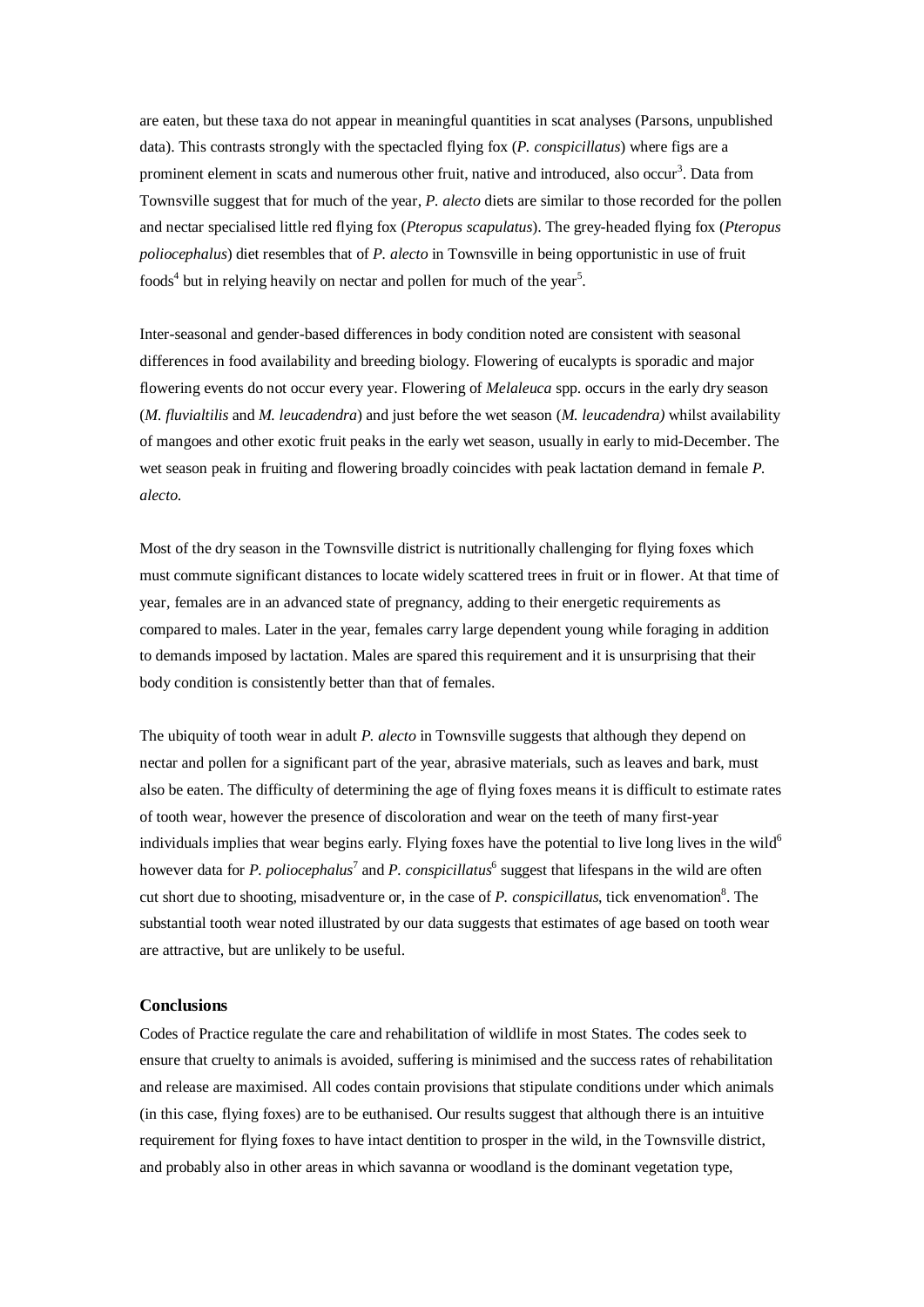are eaten, but these taxa do not appear in meaningful quantities in scat analyses (Parsons, unpublished data). This contrasts strongly with the spectacled flying fox (*P. conspicillatus*) where figs are a prominent element in scats and numerous other fruit, native and introduced, also occur[3]. Data from Townsville suggest that for much of the year, *P. alecto* diets are similar to those recorded for the pollen and nectar specialised little red flying fox (*Pteropus scapulatus*). The grey-headed flying fox (*Pteropus poliocephalus*) diet resembles that of *P. alecto* in Townsville in being opportunistic in use of fruit foods[4] but in relying heavily on nectar and pollen for much of the year[5].

Inter-seasonal and gender-based differences in body condition noted are consistent with seasonal differences in food availability and breeding biology. Flowering of eucalypts is sporadic and major flowering events do not occur every year. Flowering of *Melaleuca* spp. occurs in the early dry season (*M. fluvialtilis* and *M. leucadendra*) and just before the wet season (*M. leucadendra)* whilst availability of mangoes and other exotic fruit peaks in the early wet season, usually in early to mid-December. The wet season peak in fruiting and flowering broadly coincides with peak lactation demand in female *P. alecto.*

Most of the dry season in the Townsville district is nutritionally challenging for flying foxes which must commute significant distances to locate widely scattered trees in fruit or in flower. At that time of year, females are in an advanced state of pregnancy, adding to their energetic requirements as compared to males. Later in the year, females carry large dependent young while foraging in addition to demands imposed by lactation. Males are spared this requirement and it is unsurprising that their body condition is consistently better than that of females.

The ubiquity of tooth wear in adult *P. alecto* in Townsville suggests that although they depend on nectar and pollen for a significant part of the year, abrasive materials, such as leaves and bark, must also be eaten. The difficulty of determining the age of flying foxes means it is difficult to estimate rates of tooth wear, however the presence of discoloration and wear on the teeth of many first-year individuals implies that wear begins early. Flying foxes have the potential to live long lives in the wild[6] however data for *P. poliocephalus*[7] and *P. conspicillatus*[6] suggest that lifespans in the wild are often cut short due to shooting, misadventure or, in the case of *P. conspicillatus*, tick envenomation[8]. The substantial tooth wear noted illustrated by our data suggests that estimates of age based on tooth wear are attractive, but are unlikely to be useful.

### Conclusions

Codes of Practice regulate the care and rehabilitation of wildlife in most States. The codes seek to ensure that cruelty to animals is avoided, suffering is minimised and the success rates of rehabilitation and release are maximised. All codes contain provisions that stipulate conditions under which animals (in this case, flying foxes) are to be euthanised. Our results suggest that although there is an intuitive requirement for flying foxes to have intact dentition to prosper in the wild, in the Townsville district, and probably also in other areas in which savanna or woodland is the dominant vegetation type,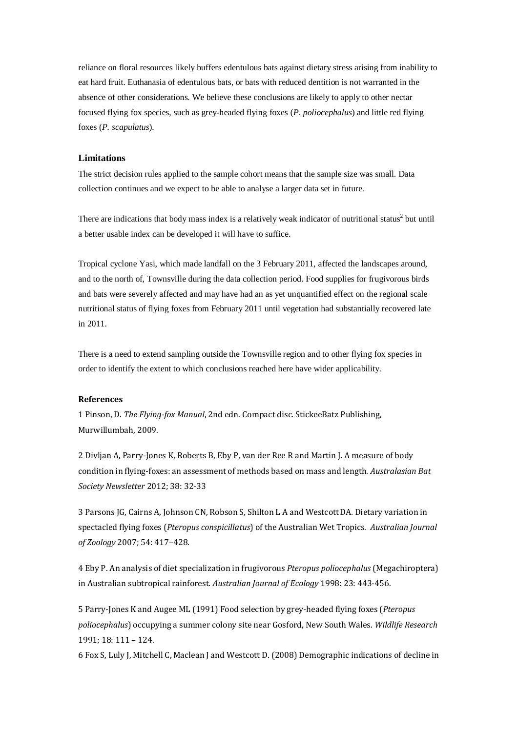reliance on floral resources likely buffers edentulous bats against dietary stress arising from inability to eat hard fruit. Euthanasia of edentulous bats, or bats with reduced dentition is not warranted in the absence of other considerations. We believe these conclusions are likely to apply to other nectar focused flying fox species, such as grey-headed flying foxes (*P. poliocephalus*) and little red flying foxes (*P. scapulatus*).

### Limitations

The strict decision rules applied to the sample cohort means that the sample size was small. Data collection continues and we expect to be able to analyse a larger data set in future.

There are indications that body mass index is a relatively weak indicator of nutritional status[2] but until a better usable index can be developed it will have to suffice.

Tropical cyclone Yasi, which made landfall on the 3 February 2011, affected the landscapes around, and to the north of, Townsville during the data collection period. Food supplies for frugivorous birds and bats were severely affected and may have had an as yet unquantified effect on the regional scale nutritional status of flying foxes from February 2011 until vegetation had substantially recovered late in 2011.

There is a need to extend sampling outside the Townsville region and to other flying fox species in order to identify the extent to which conclusions reached here have wider applicability.

### References

1 Pinson, D. *The Flying-fox Manual*, 2nd edn. Compact disc. StickeeBatz Publishing, Murwillumbah, 2009.

2 Divljan A, Parry-Jones K, Roberts B, Eby P, van der Ree R and Martin J. A measure of body condition in flying-foxes: an assessment of methods based on mass and length. *Australasian Bat Society Newsletter* 2012; 38: 32-33

3 Parsons JG, Cairns A, Johnson CN, Robson S, Shilton L A and Westcott DA. Dietary variation in spectacled flying foxes (*Pteropus conspicillatus*) of the Australian Wet Tropics. *Australian Journal of Zoology* 2007; 54: 417–428.

4 Eby P. An analysis of diet specialization in frugivorous *Pteropus poliocephalus* (Megachiroptera) in Australian subtropical rainforest. *Australian Journal of Ecology* 1998: 23: 443-456.

5 Parry-Jones K and Augee ML (1991) Food selection by grey-headed flying foxes (*Pteropus poliocephalus*) occupying a summer colony site near Gosford, New South Wales. *Wildlife Research* 1991; 18: 111 – 124.

6 Fox S, Luly J, Mitchell C, Maclean J and Westcott D. (2008) Demographic indications of decline in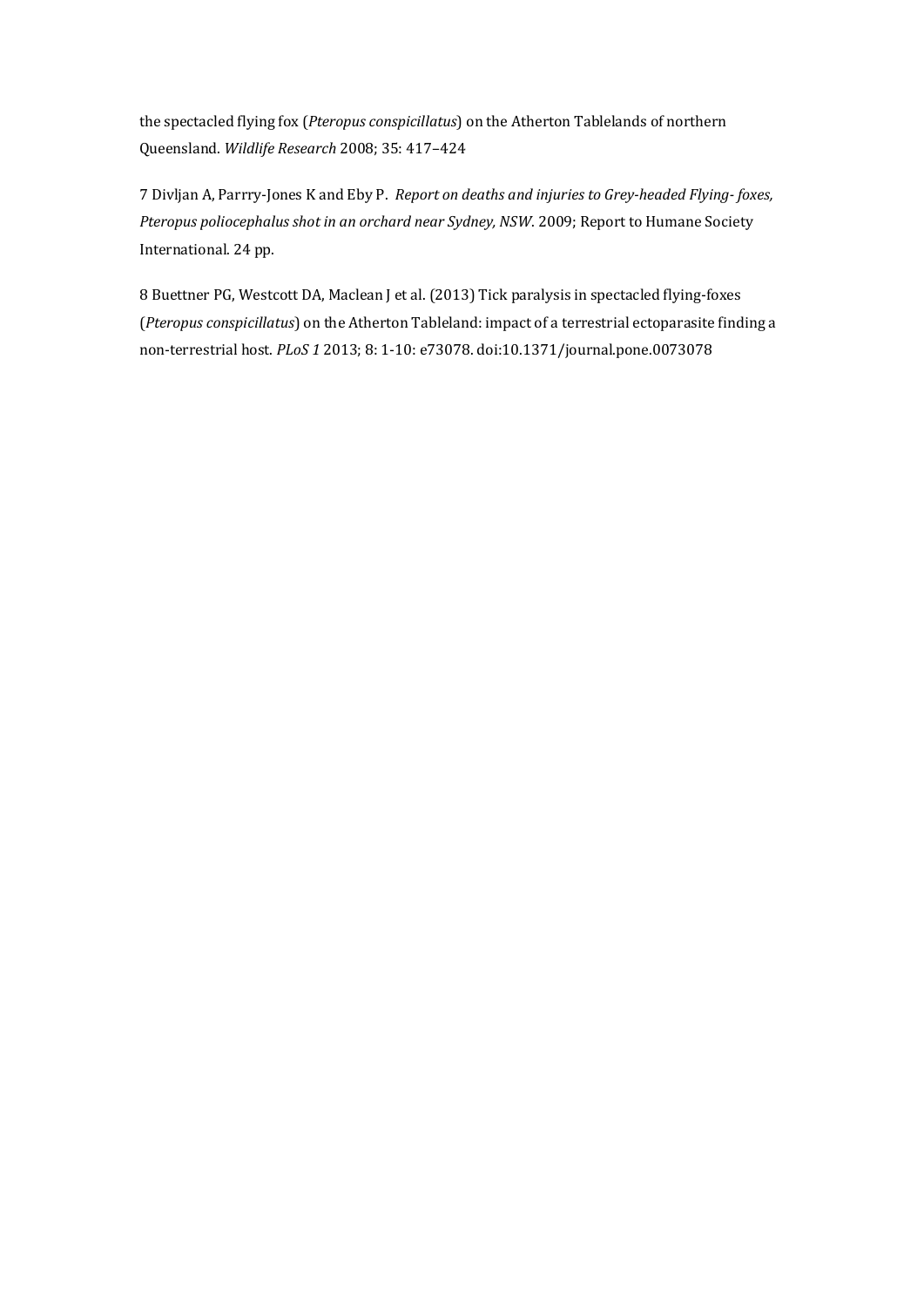the spectacled flying fox (*Pteropus conspicillatus*) on the Atherton Tablelands of northern Queensland. *Wildlife Research* 2008; 35: 417–424

7 Divljan A, Parrry-Jones K and Eby P. *Report on deaths and injuries to Grey-headed Flying- foxes, Pteropus poliocephalus shot in an orchard near Sydney, NSW*. 2009; Report to Humane Society International. 24 pp.

8 Buettner PG, Westcott DA, Maclean J et al. (2013) Tick paralysis in spectacled flying-foxes (*Pteropus conspicillatus*) on the Atherton Tableland: impact of a terrestrial ectoparasite finding a non-terrestrial host. *PLoS 1* 2013; 8: 1-10: e73078. doi:10.1371/journal.pone.0073078